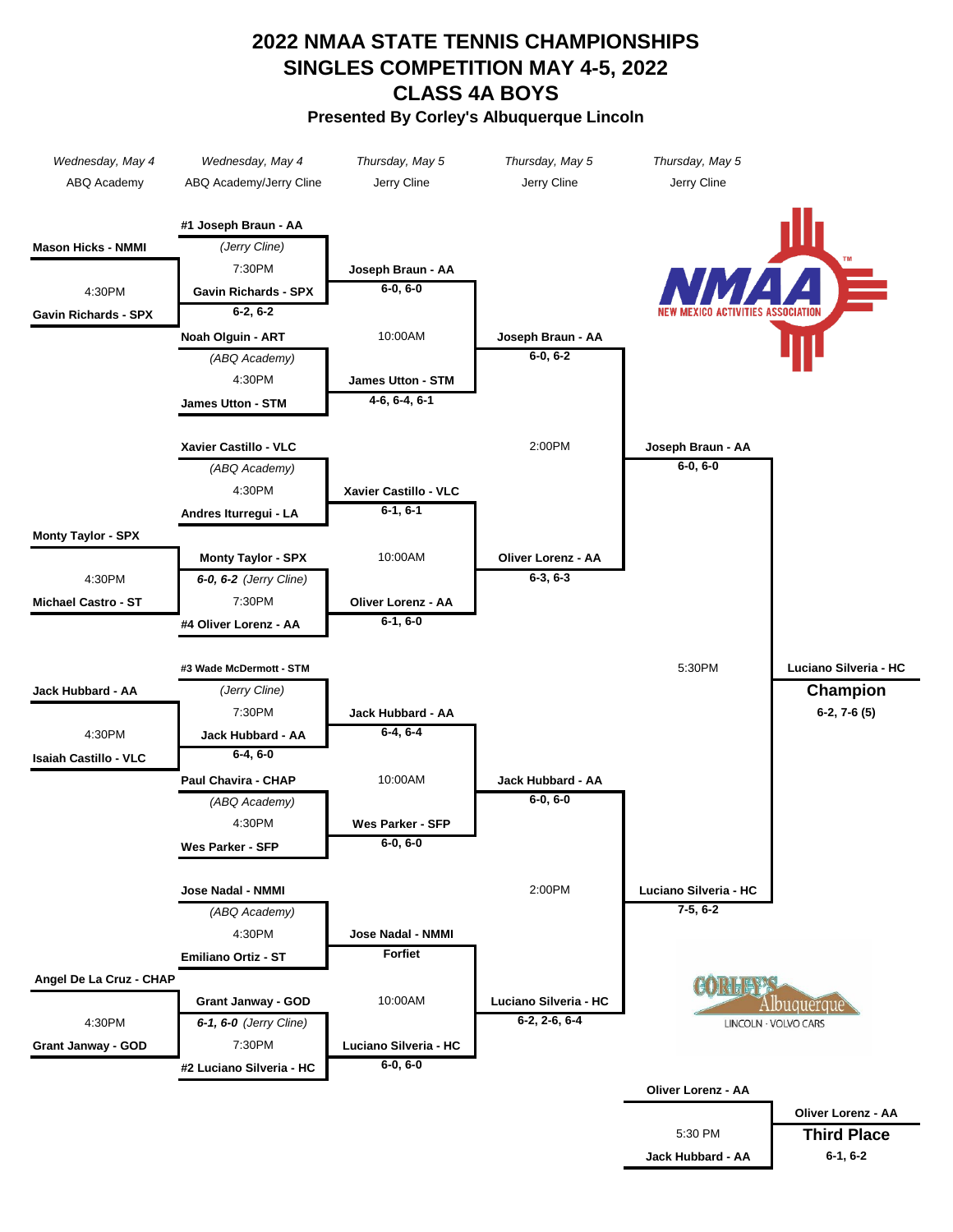# 2022 NMAA STATE TENNIS CHAMPIONSHIPS
# SINGLES COMPETITION MAY 4-5, 2022
# CLASS 4A BOYS

**Presented By Corley's Albuquerque Lincoln**

| *Wednesday, May 4* | *Wednesday, May 4* | *Thursday, May 5* | *Thursday, May 5* | *Thursday, May 5* |
|---|---|---|---|---|
| ABQ Academy | ABQ Academy/Jerry Cline | Jerry Cline | Jerry Cline | Jerry Cline |

## Top Half

**First Round (4:30PM, ABQ Academy)**
- Mason Hicks - NMMI vs. Gavin Richards - SPX → **Gavin Richards - SPX** 6-2, 6-2
- Monty Taylor - SPX vs. Michael Castro - ST → **Monty Taylor - SPX** *6-0, 6-2 (Jerry Cline)*

**Second Round**
- #1 Joseph Braun - AA vs. Gavin Richards - SPX (*Jerry Cline*, 7:30PM) → **Joseph Braun - AA** 6-0, 6-0
- Noah Olguin - ART vs. James Utton - STM (*ABQ Academy*, 4:30PM) → **James Utton - STM** 4-6, 6-4, 6-1
- Xavier Castillo - VLC vs. Andres Iturregui - LA (*ABQ Academy*, 4:30PM) → **Xavier Castillo - VLC** 6-1, 6-1
- Monty Taylor - SPX vs. #4 Oliver Lorenz - AA (7:30PM) → **Oliver Lorenz - AA** 6-1, 6-0

**Quarterfinals (10:00AM)**
- Joseph Braun - AA vs. James Utton - STM → **Joseph Braun - AA** 6-0, 6-2
- Xavier Castillo - VLC vs. Oliver Lorenz - AA → **Oliver Lorenz - AA** 6-3, 6-3

**Semifinal (2:00PM)**
- Joseph Braun - AA vs. Oliver Lorenz - AA → **Joseph Braun - AA** 6-0, 6-0

## Bottom Half

**First Round (4:30PM, ABQ Academy)**
- Jack Hubbard - AA vs. Isaiah Castillo - VLC → **Jack Hubbard - AA** 6-4, 6-0
- Angel De La Cruz - CHAP vs. Grant Janway - GOD → **Grant Janway - GOD** *6-1, 6-0 (Jerry Cline)*

**Second Round**
- #3 Wade McDermott - STM vs. Jack Hubbard - AA (*Jerry Cline*, 7:30PM) → **Jack Hubbard - AA** 6-4, 6-4
- Paul Chavira - CHAP vs. Wes Parker - SFP (*ABQ Academy*, 4:30PM) → **Wes Parker - SFP** 6-0, 6-0
- Jose Nadal - NMMI vs. Emiliano Ortiz - ST (*ABQ Academy*, 4:30PM) → **Jose Nadal - NMMI** Forfiet
- Grant Janway - GOD vs. #2 Luciano Silveria - HC (7:30PM) → **Luciano Silveria - HC** 6-0, 6-0

**Quarterfinals (10:00AM)**
- Jack Hubbard - AA vs. Wes Parker - SFP → **Jack Hubbard - AA** 6-0, 6-0
- Jose Nadal - NMMI vs. Luciano Silveria - HC → **Luciano Silveria - HC** 6-2, 2-6, 6-4

**Semifinal (2:00PM)**
- Jack Hubbard - AA vs. Luciano Silveria - HC → **Luciano Silveria - HC** 7-5, 6-2

## Final (5:30PM)

Joseph Braun - AA vs. Luciano Silveria - HC

**Luciano Silveria - HC**
**Champion**
6-2, 7-6 (5)

## Third Place (5:30 PM)

Oliver Lorenz - AA vs. Jack Hubbard - AA

**Oliver Lorenz - AA**
**Third Place**
6-1, 6-2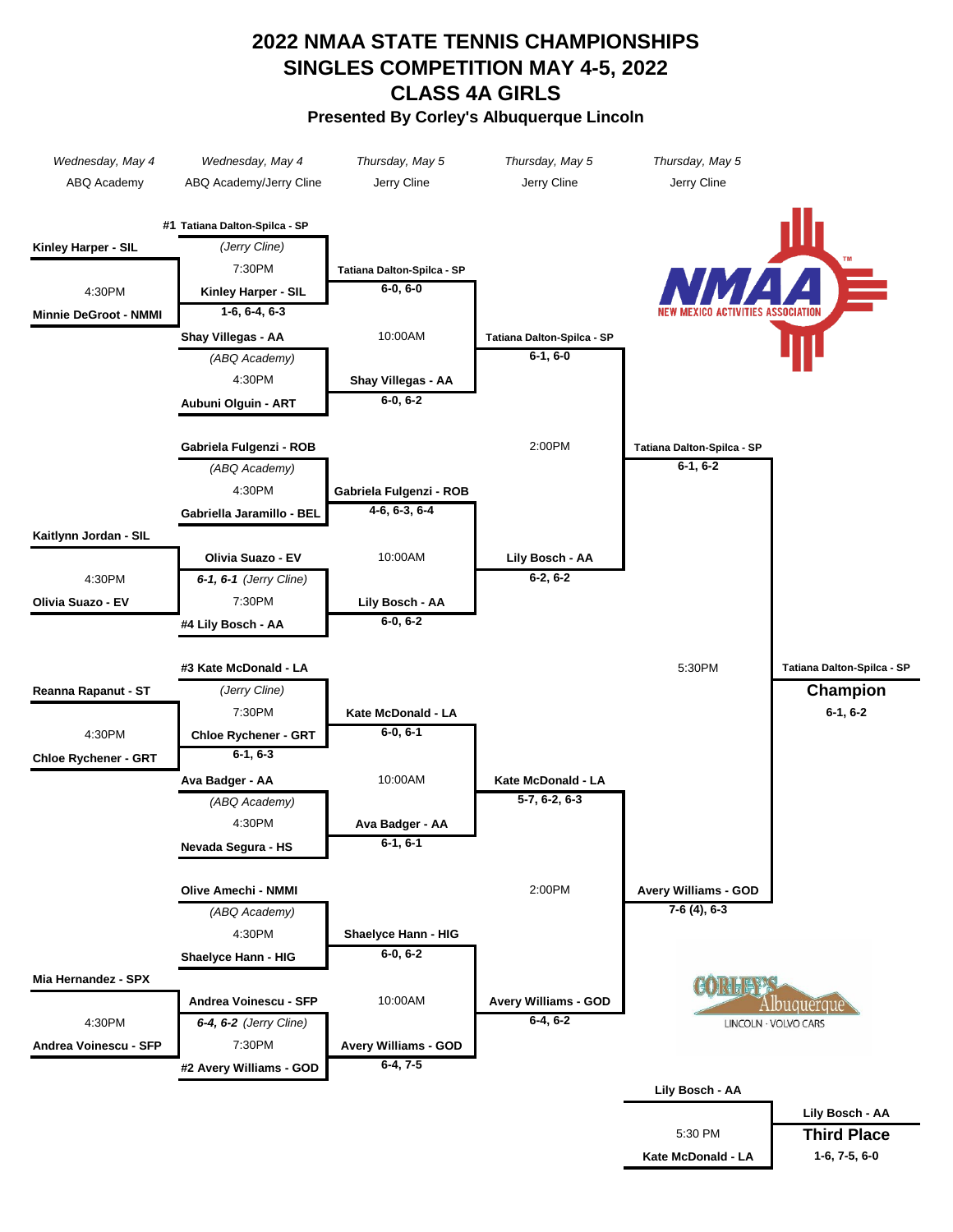# 2022 NMAA STATE TENNIS CHAMPIONSHIPS
# SINGLES COMPETITION MAY 4-5, 2022
# CLASS 4A GIRLS

**Presented By Corley's Albuquerque Lincoln**

| *Wednesday, May 4* | *Wednesday, May 4* | *Thursday, May 5* | *Thursday, May 5* | *Thursday, May 5* |
|---|---|---|---|---|
| ABQ Academy | ABQ Academy/Jerry Cline | Jerry Cline | Jerry Cline | Jerry Cline |

## Top Half

**Preliminary Round (Wednesday, May 4, 4:30PM):**
- Kinley Harper - SIL vs. Minnie DeGroot - NMMI → **Kinley Harper - SIL**
- Kaitlynn Jordan - SIL vs. Olivia Suazo - EV → **Olivia Suazo - EV**

**First Round (Wednesday, May 4):**
- #1 Tatiana Dalton-Spilca - SP vs. Kinley Harper - SIL *(Jerry Cline)* 7:30PM → **Tatiana Dalton-Spilca - SP** 6-0, 6-0
- Shay Villegas - AA vs. Aubuni Olguin - ART *(ABQ Academy)* 4:30PM → **Shay Villegas - AA** 6-0, 6-2
- Gabriela Fulgenzi - ROB vs. Gabriella Jaramillo - BEL *(ABQ Academy)* 4:30PM → **Gabriela Fulgenzi - ROB** 4-6, 6-3, 6-4
- Olivia Suazo - EV vs. #4 Lily Bosch - AA 7:30PM → **Lily Bosch - AA** 6-0, 6-2

Preliminary scores: Kinley Harper - SIL 1-6, 6-4, 6-3; Olivia Suazo - EV *6-1, 6-1 (Jerry Cline)*

**Quarterfinals (Thursday, May 5, 10:00AM):**
- Tatiana Dalton-Spilca - SP def. Shay Villegas - AA → **Tatiana Dalton-Spilca - SP** 6-1, 6-0
- Lily Bosch - AA def. Gabriela Fulgenzi - ROB → **Lily Bosch - AA** 6-2, 6-2

**Semifinal (Thursday, May 5, 2:00PM):**
- **Tatiana Dalton-Spilca - SP** 6-1, 6-2

## Bottom Half

**Preliminary Round (Wednesday, May 4, 4:30PM):**
- Reanna Rapanut - ST vs. Chloe Rychener - GRT → **Chloe Rychener - GRT** 6-1, 6-3
- Mia Hernandez - SPX vs. Andrea Voinescu - SFP → **Andrea Voinescu - SFP** *6-4, 6-2 (Jerry Cline)*

**First Round (Wednesday, May 4):**
- #3 Kate McDonald - LA vs. Chloe Rychener - GRT *(Jerry Cline)* 7:30PM → **Kate McDonald - LA** 6-0, 6-1
- Ava Badger - AA vs. Nevada Segura - HS *(ABQ Academy)* 4:30PM → **Ava Badger - AA** 6-1, 6-1
- Olive Amechi - NMMI vs. Shaelyce Hann - HIG *(ABQ Academy)* 4:30PM → **Shaelyce Hann - HIG** 6-0, 6-2
- Andrea Voinescu - SFP vs. #2 Avery Williams - GOD 7:30PM → **Avery Williams - GOD** 6-4, 7-5

**Quarterfinals (Thursday, May 5, 10:00AM):**
- **Kate McDonald - LA** 5-7, 6-2, 6-3
- **Avery Williams - GOD** 6-4, 6-2

**Semifinal (Thursday, May 5, 2:00PM):**
- **Avery Williams - GOD** 7-6 (4), 6-3

## Final (Thursday, May 5, 5:30PM)

**Tatiana Dalton-Spilca - SP** — **Champion** 6-1, 6-2

## Third Place (5:30 PM)

Lily Bosch - AA vs. Kate McDonald - LA

**Lily Bosch - AA** — **Third Place** 1-6, 7-5, 6-0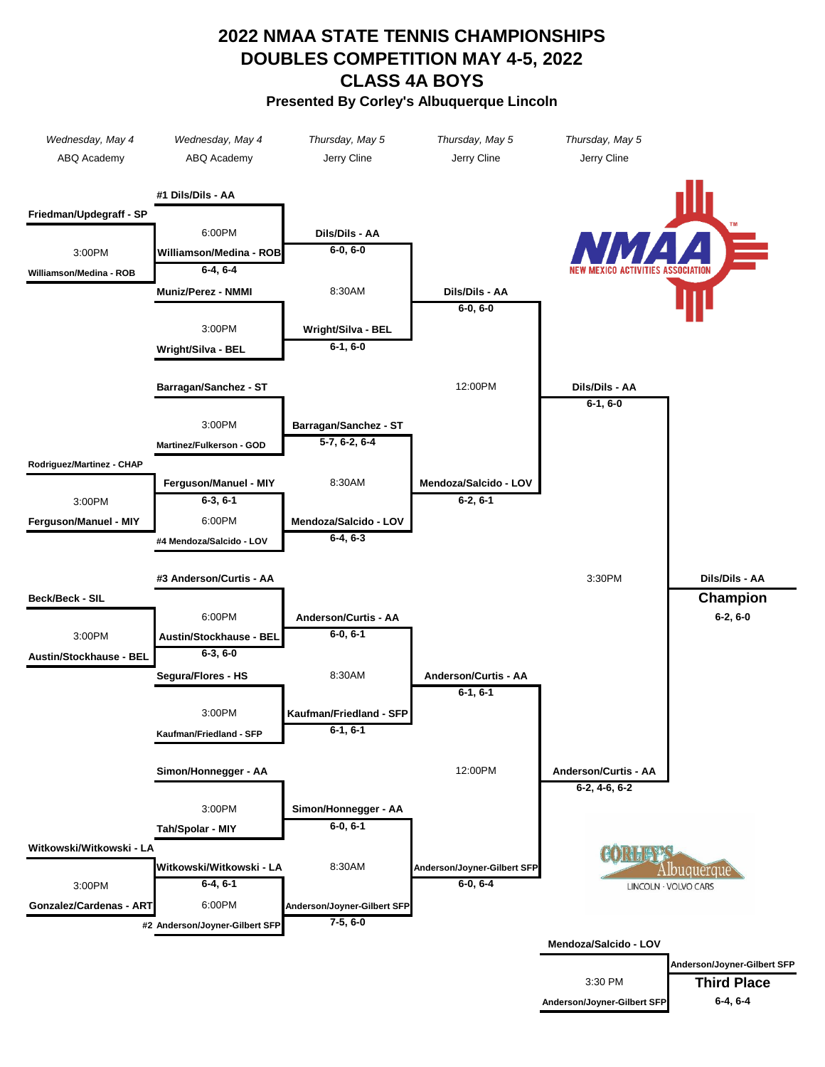# 2022 NMAA STATE TENNIS CHAMPIONSHIPS
# DOUBLES COMPETITION MAY 4-5, 2022
# CLASS 4A BOYS

**Presented By Corley's Albuquerque Lincoln**

| Round | Date | Location |
|---|---|---|
| Round 1 | *Wednesday, May 4* | ABQ Academy |
| Round 2 | *Wednesday, May 4* | ABQ Academy |
| Quarterfinals | *Thursday, May 5* | Jerry Cline |
| Semifinals | *Thursday, May 5* | Jerry Cline |
| Final | *Thursday, May 5* | Jerry Cline |

## Round 1 (3:00PM)

| Match | Winner | Score |
|---|---|---|
| Friedman/Updegraff - SP vs. Williamson/Medina - ROB | Williamson/Medina - ROB | |
| Rodriguez/Martinez - CHAP vs. Ferguson/Manuel - MIY | Ferguson/Manuel - MIY | 6-3, 6-1 |
| Beck/Beck - SIL vs. Austin/Stockhause - BEL | Austin/Stockhause - BEL | 6-3, 6-0 |
| Witkowski/Witkowski - LA vs. Gonzalez/Cardenas - ART | Witkowski/Witkowski - LA | 6-4, 6-1 |

## Round 2

| Time | Match | Winner | Score |
|---|---|---|---|
| 6:00PM | #1 Dils/Dils - AA vs. Williamson/Medina - ROB | Dils/Dils - AA | 6-0, 6-0 |
| 3:00PM | Muniz/Perez - NMMI vs. Wright/Silva - BEL | Wright/Silva - BEL | 6-1, 6-0 |
| 3:00PM | Barragan/Sanchez - ST vs. Martinez/Fulkerson - GOD | Barragan/Sanchez - ST | 5-7, 6-2, 6-4 |
| 6:00PM | Ferguson/Manuel - MIY vs. #4 Mendoza/Salcido - LOV | Mendoza/Salcido - LOV | 6-4, 6-3 |
| 6:00PM | #3 Anderson/Curtis - AA vs. Austin/Stockhause - BEL | Anderson/Curtis - AA | 6-0, 6-1 |
| 3:00PM | Segura/Flores - HS vs. Kaufman/Friedland - SFP | Kaufman/Friedland - SFP | 6-1, 6-1 |
| 3:00PM | Simon/Honnegger - AA vs. Tah/Spolar - MIY | Simon/Honnegger - AA | 6-0, 6-1 |
| 6:00PM | Witkowski/Witkowski - LA vs. #2 Anderson/Joyner-Gilbert SFP | Anderson/Joyner-Gilbert SFP | 7-5, 6-0 |

## Quarterfinals (8:30AM)

| Match | Winner | Score |
|---|---|---|
| Dils/Dils - AA vs. Wright/Silva - BEL | Dils/Dils - AA | 6-0, 6-0 |
| Barragan/Sanchez - ST vs. Mendoza/Salcido - LOV | Mendoza/Salcido - LOV | 6-2, 6-1 |
| Anderson/Curtis - AA vs. Kaufman/Friedland - SFP | Anderson/Curtis - AA | 6-1, 6-1 |
| Simon/Honnegger - AA vs. Anderson/Joyner-Gilbert SFP | Anderson/Joyner-Gilbert SFP | 6-0, 6-4 |

## Semifinals (12:00PM)

| Match | Winner | Score |
|---|---|---|
| Dils/Dils - AA vs. Mendoza/Salcido - LOV | Dils/Dils - AA | 6-1, 6-0 |
| Anderson/Curtis - AA vs. Anderson/Joyner-Gilbert SFP | Anderson/Curtis - AA | 6-2, 4-6, 6-2 |

## Final (3:30PM)

Dils/Dils - AA vs. Anderson/Curtis - AA

**Champion: Dils/Dils - AA** 6-2, 6-0

## Third Place (3:30 PM)

Mendoza/Salcido - LOV vs. Anderson/Joyner-Gilbert SFP

**Third Place: Anderson/Joyner-Gilbert SFP** 6-4, 6-4

NMAA NEW MEXICO ACTIVITIES ASSOCIATION

CORLEY'S Albuquerque LINCOLN · VOLVO CARS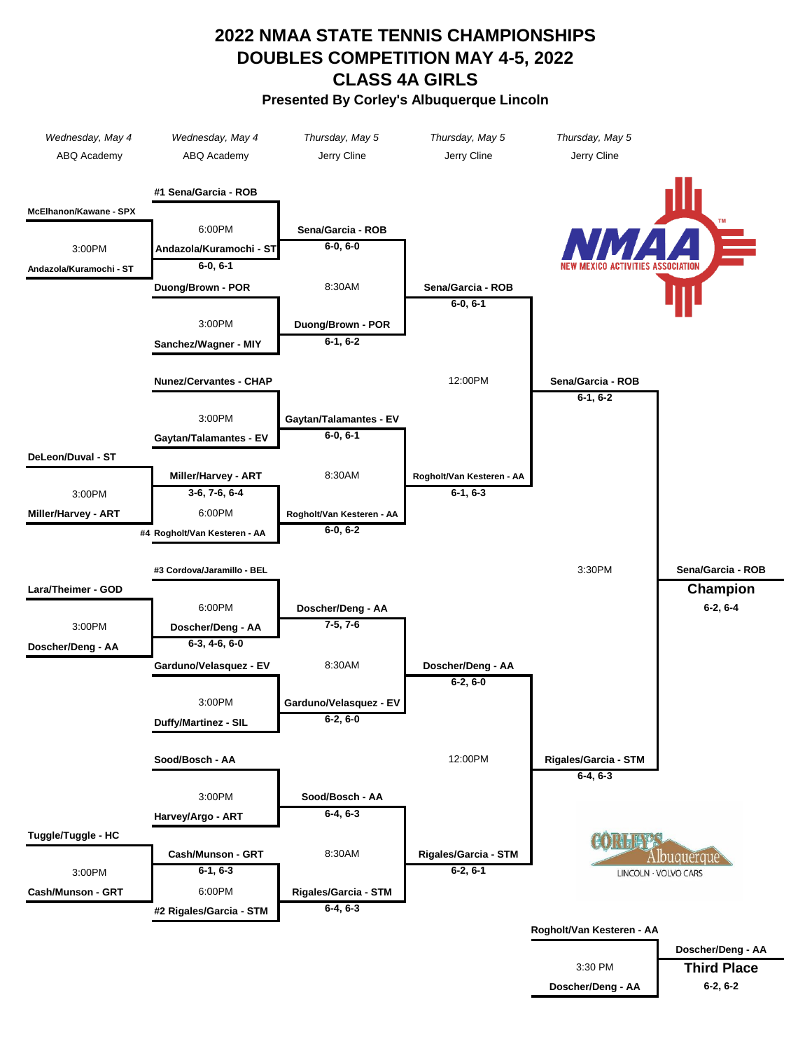# 2022 NMAA STATE TENNIS CHAMPIONSHIPS
# DOUBLES COMPETITION MAY 4-5, 2022
# CLASS 4A GIRLS

**Presented By Corley's Albuquerque Lincoln**

| Wednesday, May 4 | Wednesday, May 4 | Thursday, May 5 | Thursday, May 5 | Thursday, May 5 |
|---|---|---|---|---|
| ABQ Academy | ABQ Academy | Jerry Cline | Jerry Cline | Jerry Cline |

**#1 Sena/Garcia - ROB**

McElhanon/Kawane - SPX
3:00PM
Andazola/Kuramochi - ST

Andazola/Kuramochi - ST
6-0, 6-1
6:00PM

Sena/Garcia - ROB
6-0, 6-0

Duong/Brown - POR
3:00PM
Sanchez/Wagner - MIY

Duong/Brown - POR
6-1, 6-2

8:30AM
Sena/Garcia - ROB
6-0, 6-1

Nunez/Cervantes - CHAP
3:00PM
Gaytan/Talamantes - EV

Gaytan/Talamantes - EV
6-0, 6-1

DeLeon/Duval - ST
3:00PM
Miller/Harvey - ART

Miller/Harvey - ART
3-6, 7-6, 6-4
6:00PM

#4 Rogholt/Van Kesteren - AA

Rogholt/Van Kesteren - AA
6-0, 6-2

8:30AM
Rogholt/Van Kesteren - AA
6-1, 6-3

12:00PM
Sena/Garcia - ROB
6-1, 6-2

**#3 Cordova/Jaramillo - BEL**

Lara/Theimer - GOD
3:00PM
Doscher/Deng - AA

Doscher/Deng - AA
6-3, 4-6, 6-0
6:00PM

Doscher/Deng - AA
7-5, 7-6

Garduno/Velasquez - EV
3:00PM
Duffy/Martinez - SIL

Garduno/Velasquez - EV
6-2, 6-0

8:30AM
Doscher/Deng - AA
6-2, 6-0

Sood/Bosch - AA
3:00PM
Harvey/Argo - ART

Sood/Bosch - AA
6-4, 6-3

Tuggle/Tuggle - HC
3:00PM
Cash/Munson - GRT

Cash/Munson - GRT
6-1, 6-3
6:00PM

#2 Rigales/Garcia - STM

Rigales/Garcia - STM
6-4, 6-3

8:30AM
Rigales/Garcia - STM
6-2, 6-1

12:00PM
Rigales/Garcia - STM
6-4, 6-3

3:30PM
**Sena/Garcia - ROB**
**Champion**
6-2, 6-4

Rogholt/Van Kesteren - AA
3:30 PM
Doscher/Deng - AA

**Doscher/Deng - AA**
**Third Place**
6-2, 6-2

NMAA NEW MEXICO ACTIVITIES ASSOCIATION

CORLEY'S Albuquerque LINCOLN - VOLVO CARS